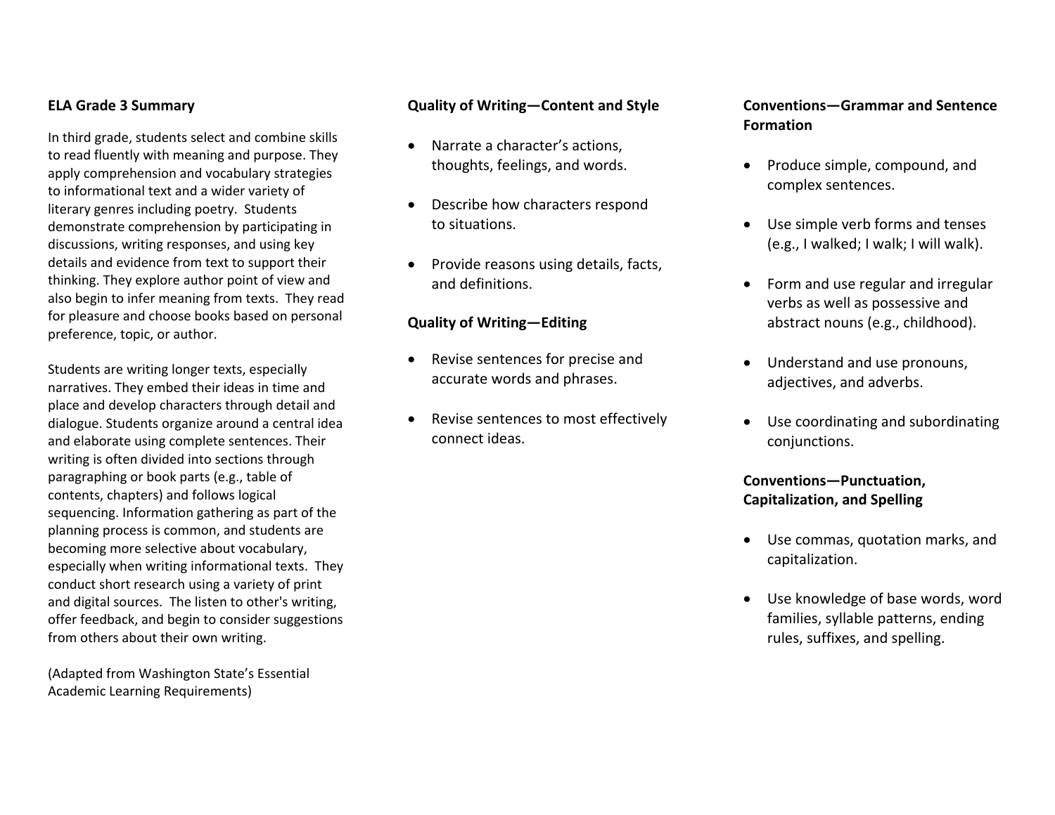**ELA Grade 3 Summary**

In third grade, students select and combine skills to read fluently with meaning and purpose. They apply comprehension and vocabulary strategies to informational text and a wider variety of literary genres including poetry. Students demonstrate comprehension by participating in discussions, writing responses, and using key details and evidence from text to support their thinking. They explore author point of view and also begin to infer meaning from texts. They read for pleasure and choose books based on personal preference, topic, or author.

Students are writing longer texts, especially narratives. They embed their ideas in time and place and develop characters through detail and dialogue. Students organize around a central idea and elaborate using complete sentences. Their writing is often divided into sections through paragraphing or book parts (e.g., table of contents, chapters) and follows logical sequencing. Information gathering as part of the planning process is common, and students are becoming more selective about vocabulary, especially when writing informational texts. They conduct short research using a variety of print and digital sources. The listen to other's writing, offer feedback, and begin to consider suggestions from others about their own writing.

(Adapted from Washington State's Essential Academic Learning Requirements)

**Quality of Writing—Content and Style**

- Narrate a character's actions, thoughts, feelings, and words.
- Describe how characters respond to situations.
- Provide reasons using details, facts, and definitions.

**Quality of Writing—Editing**

- Revise sentences for precise and accurate words and phrases.
- Revise sentences to most effectively connect ideas.

**Conventions—Grammar and Sentence Formation**

- Produce simple, compound, and complex sentences.
- Use simple verb forms and tenses (e.g., I walked; I walk; I will walk).
- Form and use regular and irregular verbs as well as possessive and abstract nouns (e.g., childhood).
- Understand and use pronouns, adjectives, and adverbs.
- Use coordinating and subordinating conjunctions.

**Conventions—Punctuation, Capitalization, and Spelling**

- Use commas, quotation marks, and capitalization.
- Use knowledge of base words, word families, syllable patterns, ending rules, suffixes, and spelling.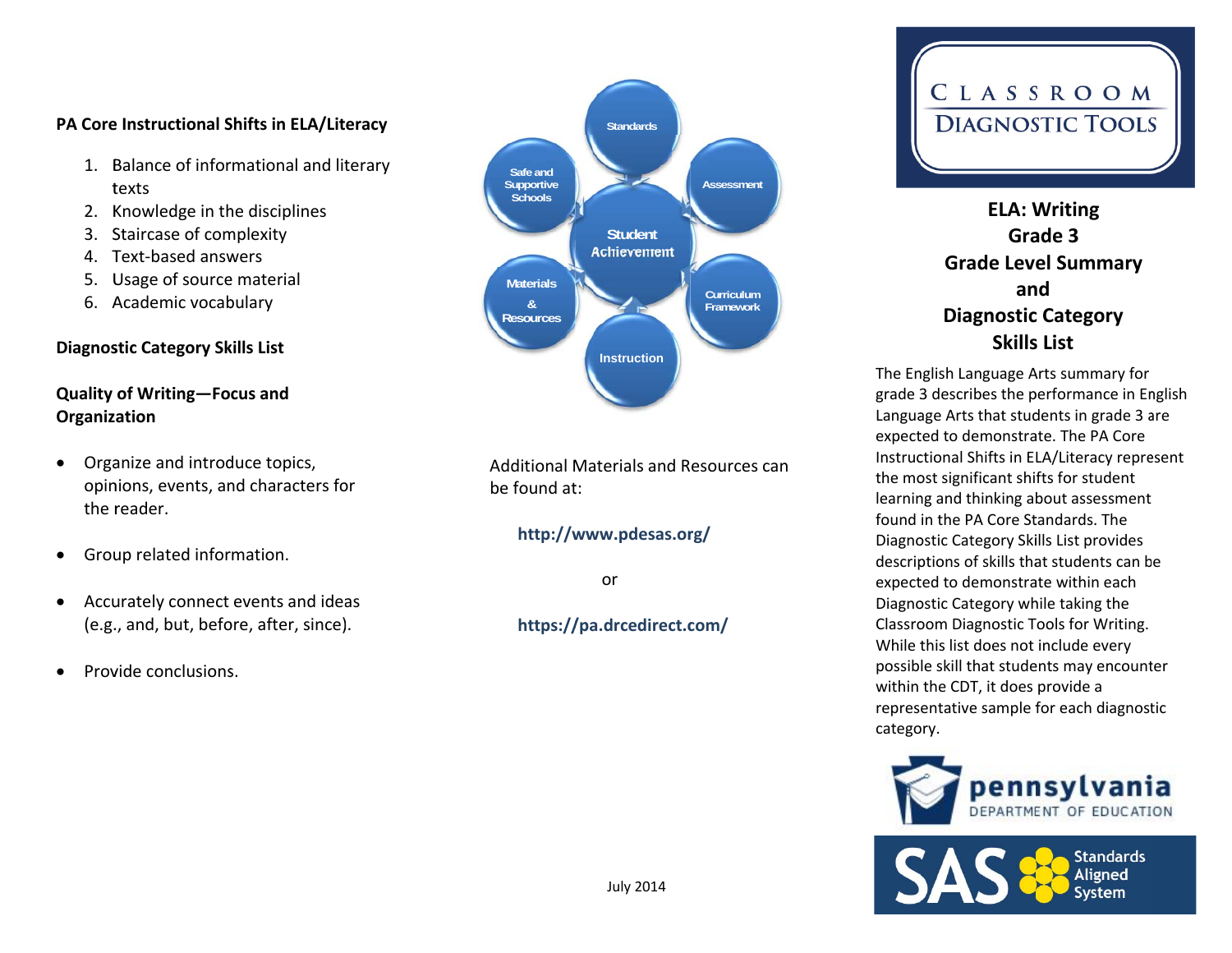**PA Core Instructional Shifts in ELA/Literacy**

1. Balance of informational and literary texts
2. Knowledge in the disciplines
3. Staircase of complexity
4. Text-based answers
5. Usage of source material
6. Academic vocabulary

**Diagnostic Category Skills List**

**Quality of Writing—Focus and Organization**

- Organize and introduce topics, opinions, events, and characters for the reader.
- Group related information.
- Accurately connect events and ideas (e.g., and, but, before, after, since).
- Provide conclusions.

Standards
Assessment
Curriculum Framework
Instruction
Materials & Resources
Safe and Supportive Schools
Student Achievement

Additional Materials and Resources can be found at:

**http://www.pdesas.org/**

or

**https://pa.drcedirect.com/**

July 2014

# Classroom Diagnostic Tools

## ELA: Writing Grade 3 Grade Level Summary and Diagnostic Category Skills List

The English Language Arts summary for grade 3 describes the performance in English Language Arts that students in grade 3 are expected to demonstrate. The PA Core Instructional Shifts in ELA/Literacy represent the most significant shifts for student learning and thinking about assessment found in the PA Core Standards. The Diagnostic Category Skills List provides descriptions of skills that students can be expected to demonstrate within each Diagnostic Category while taking the Classroom Diagnostic Tools for Writing. While this list does not include every possible skill that students may encounter within the CDT, it does provide a representative sample for each diagnostic category.

pennsylvania DEPARTMENT OF EDUCATION

SAS Standards Aligned System